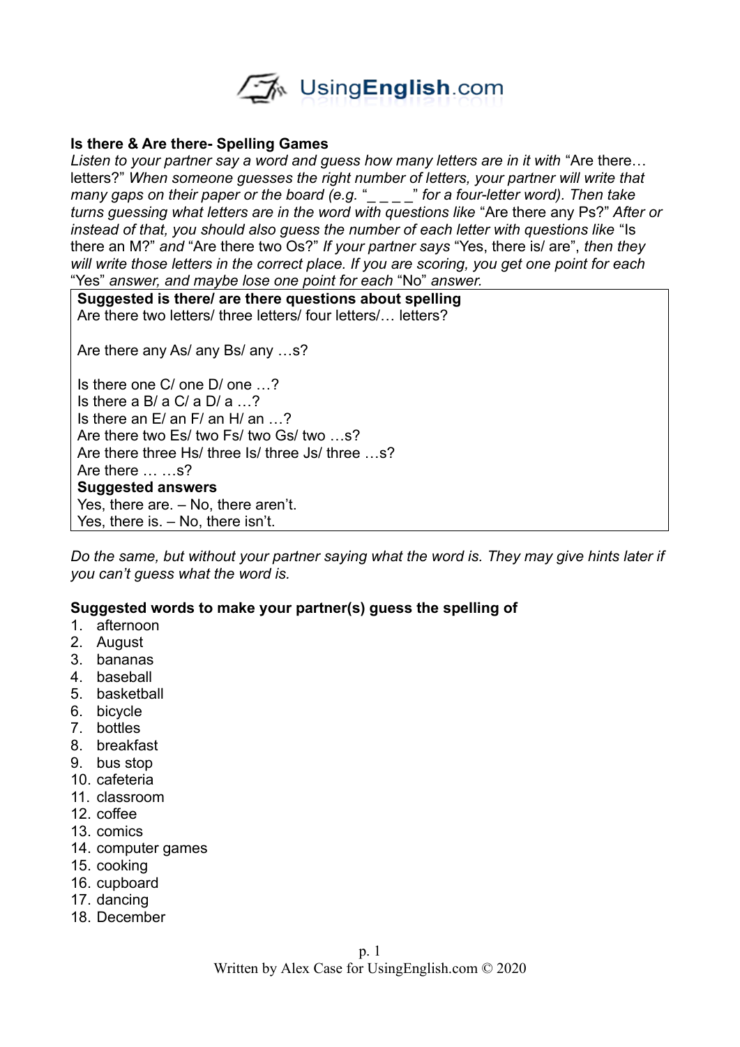## Is there & Are there- Spelling Games

*Listen to your partner say a word and guess how many letters are in it with* "Are there… letters?" *When someone guesses the right number of letters, your partner will write that many gaps on their paper or the board (e.g.* "_ _ _ _" *for a four-letter word). Then take turns guessing what letters are in the word with questions like* "Are there any Ps?" *After or instead of that, you should also guess the number of each letter with questions like* "Is there an M?" *and* "Are there two Os?" *If your partner says* "Yes, there is/ are", *then they will write those letters in the correct place. If you are scoring, you get one point for each* "Yes" *answer, and maybe lose one point for each* "No" *answer.*

**Suggested is there/ are there questions about spelling**

Are there two letters/ three letters/ four letters/… letters?

Are there any As/ any Bs/ any …s?

Is there one C/ one D/ one …?
Is there a B/ a C/ a D/ a …?
Is there an E/ an F/ an H/ an …?
Are there two Es/ two Fs/ two Gs/ two …s?
Are there three Hs/ three Is/ three Js/ three …s?
Are there … …s?

**Suggested answers**

Yes, there are. – No, there aren't.
Yes, there is. – No, there isn't.

*Do the same, but without your partner saying what the word is. They may give hints later if you can't guess what the word is.*

**Suggested words to make your partner(s) guess the spelling of**

1. afternoon
2. August
3. bananas
4. baseball
5. basketball
6. bicycle
7. bottles
8. breakfast
9. bus stop
10. cafeteria
11. classroom
12. coffee
13. comics
14. computer games
15. cooking
16. cupboard
17. dancing
18. December

Written by Alex Case for UsingEnglish.com © 2020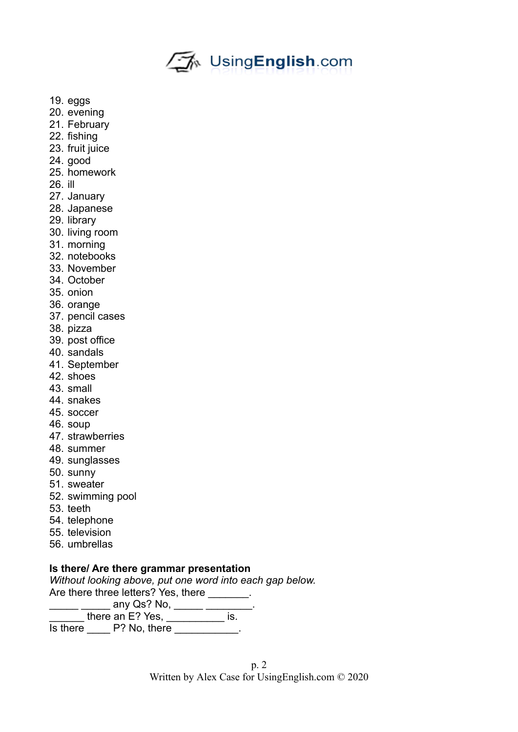19. eggs
20. evening
21. February
22. fishing
23. fruit juice
24. good
25. homework
26. ill
27. January
28. Japanese
29. library
30. living room
31. morning
32. notebooks
33. November
34. October
35. onion
36. orange
37. pencil cases
38. pizza
39. post office
40. sandals
41. September
42. shoes
43. small
44. snakes
45. soccer
46. soup
47. strawberries
48. summer
49. sunglasses
50. sunny
51. sweater
52. swimming pool
53. teeth
54. telephone
55. television
56. umbrellas

**Is there/ Are there grammar presentation**

*Without looking above, put one word into each gap below.*

Are there three letters? Yes, there _______.

_____ _____ any Qs? No, _____ ________.

______ there an E? Yes, __________ is.

Is there ____ P? No, there ___________.